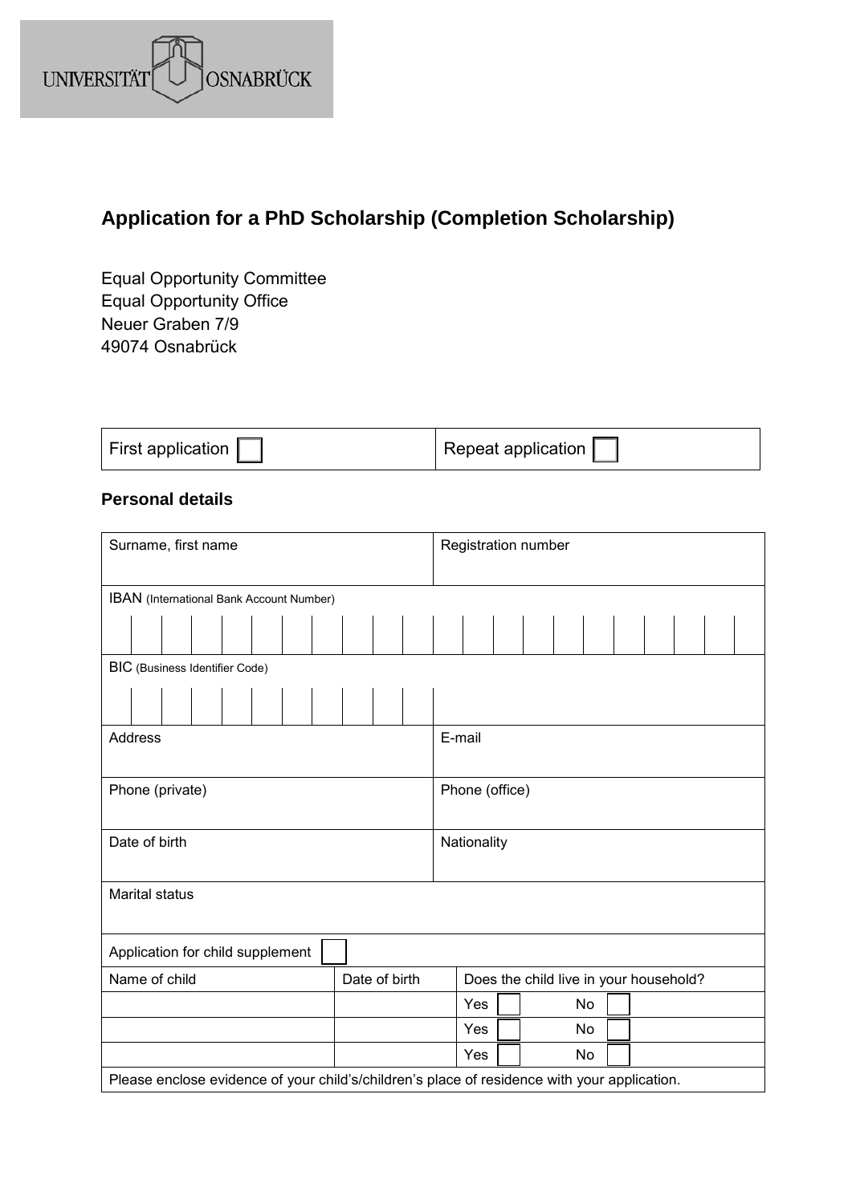UNIVERSITÄT OSNABRÜCK

# Application for a PhD Scholarship (Completion Scholarship)

Equal Opportunity Committee
Equal Opportunity Office
Neuer Graben 7/9
49074 Osnabrück

| First application ☐ | Repeat application ☐ |
|---|---|

## Personal details

| Surname, first name | Registration number |
|---|---|
| IBAN (International Bank Account Number) | |
| BIC (Business Identifier Code) | |
| Address | E-mail |
| Phone (private) | Phone (office) |
| Date of birth | Nationality |
| Marital status | |

| Application for child supplement ☐ | | |
|---|---|---|
| Name of child | Date of birth | Does the child live in your household? |
| | | Yes ☐ No ☐ |
| | | Yes ☐ No ☐ |
| | | Yes ☐ No ☐ |
| Please enclose evidence of your child's/children's place of residence with your application. | | |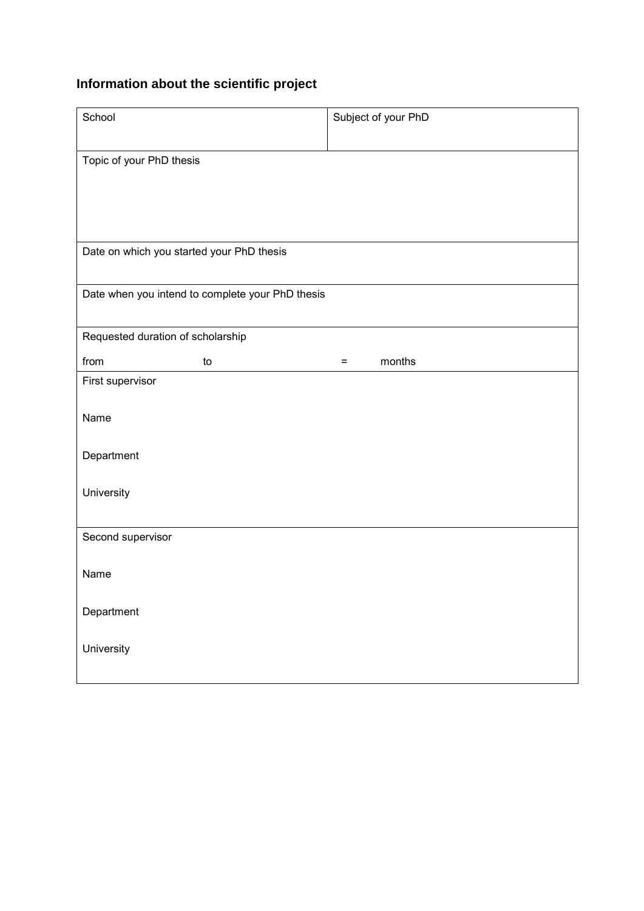## Information about the scientific project

| School | Subject of your PhD |
|---|---|
| Topic of your PhD thesis | |
| Date on which you started your PhD thesis | |
| Date when you intend to complete your PhD thesis | |
| Requested duration of scholarship<br><br>from to = months | |
| First supervisor<br><br>Name<br><br>Department<br><br>University | |
| Second supervisor<br><br>Name<br><br>Department<br><br>University | |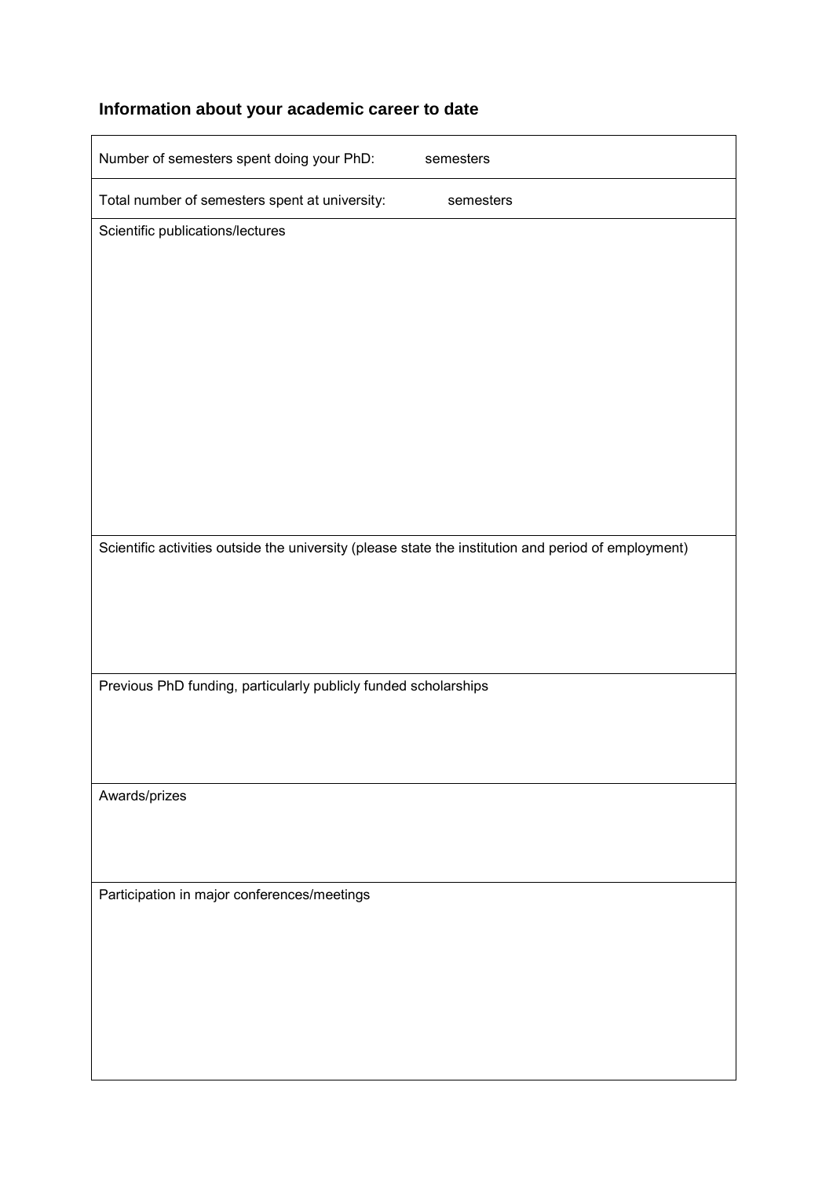## Information about your academic career to date

| |
|---|
| Number of semesters spent doing your PhD: semesters |
| Total number of semesters spent at university: semesters |
| Scientific publications/lectures |
| Scientific activities outside the university (please state the institution and period of employment) |
| Previous PhD funding, particularly publicly funded scholarships |
| Awards/prizes |
| Participation in major conferences/meetings |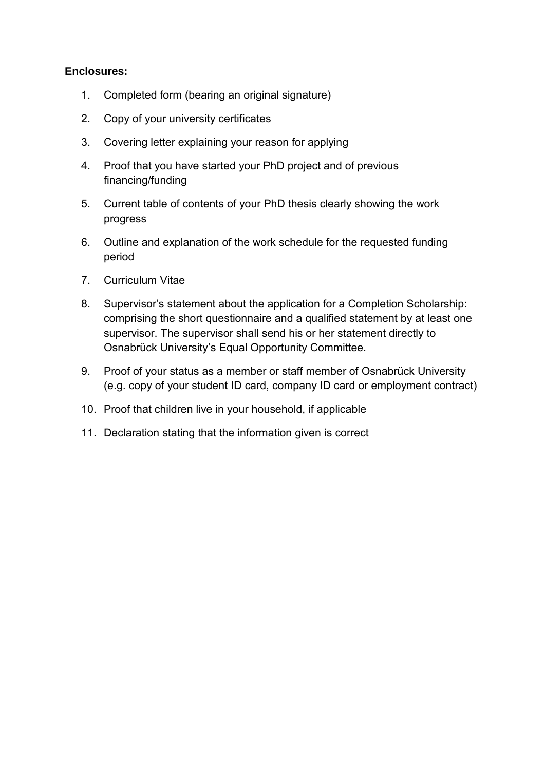**Enclosures:**

1. Completed form (bearing an original signature)
2. Copy of your university certificates
3. Covering letter explaining your reason for applying
4. Proof that you have started your PhD project and of previous financing/funding
5. Current table of contents of your PhD thesis clearly showing the work progress
6. Outline and explanation of the work schedule for the requested funding period
7. Curriculum Vitae
8. Supervisor's statement about the application for a Completion Scholarship: comprising the short questionnaire and a qualified statement by at least one supervisor. The supervisor shall send his or her statement directly to Osnabrück University's Equal Opportunity Committee.
9. Proof of your status as a member or staff member of Osnabrück University (e.g. copy of your student ID card, company ID card or employment contract)
10. Proof that children live in your household, if applicable
11. Declaration stating that the information given is correct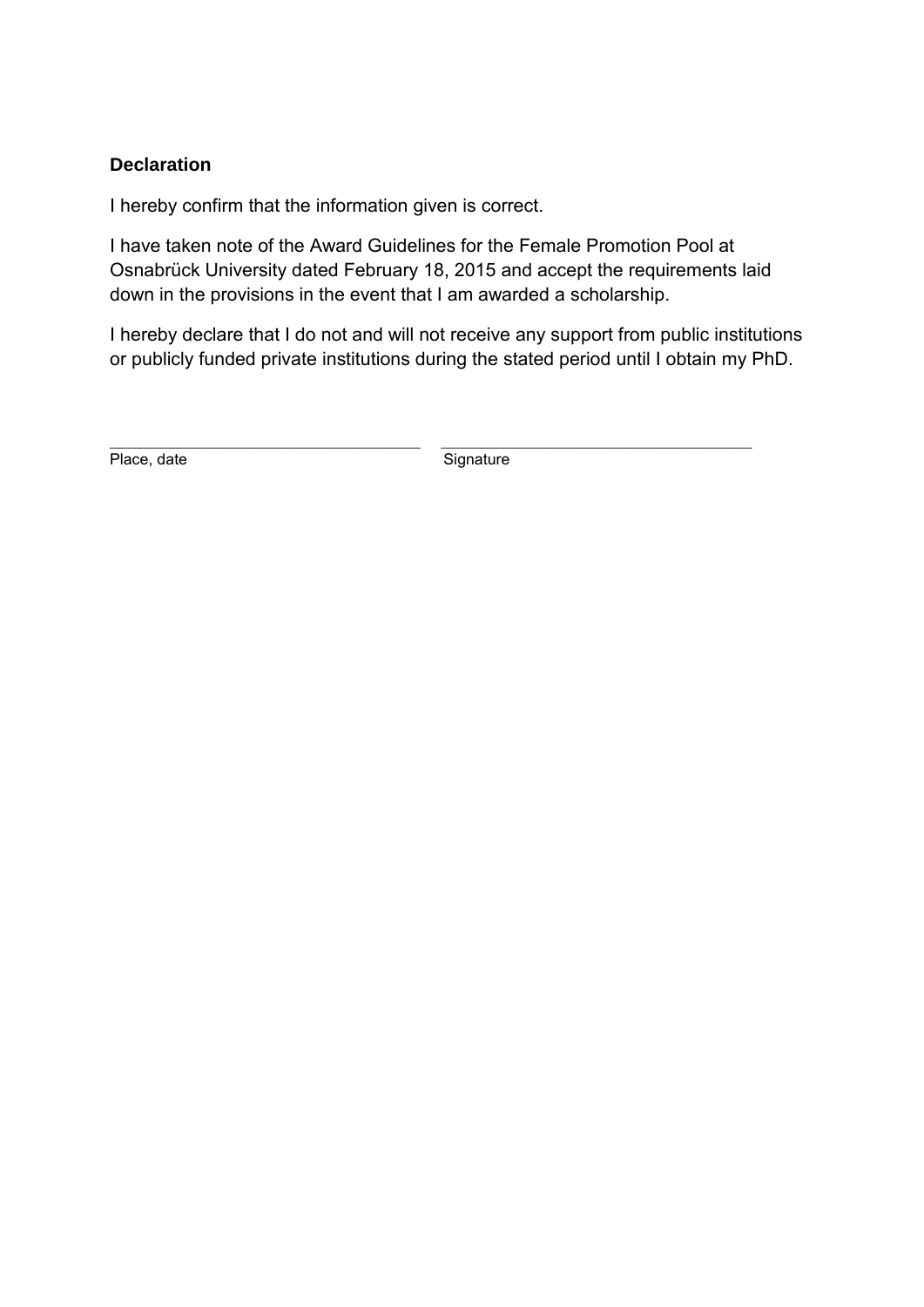**Declaration**

I hereby confirm that the information given is correct.

I have taken note of the Award Guidelines for the Female Promotion Pool at Osnabrück University dated February 18, 2015 and accept the requirements laid down in the provisions in the event that I am awarded a scholarship.

I hereby declare that I do not and will not receive any support from public institutions or publicly funded private institutions during the stated period until I obtain my PhD.

| | |
|---|---|
| ______________________________ | ______________________________ |
| Place, date | Signature |